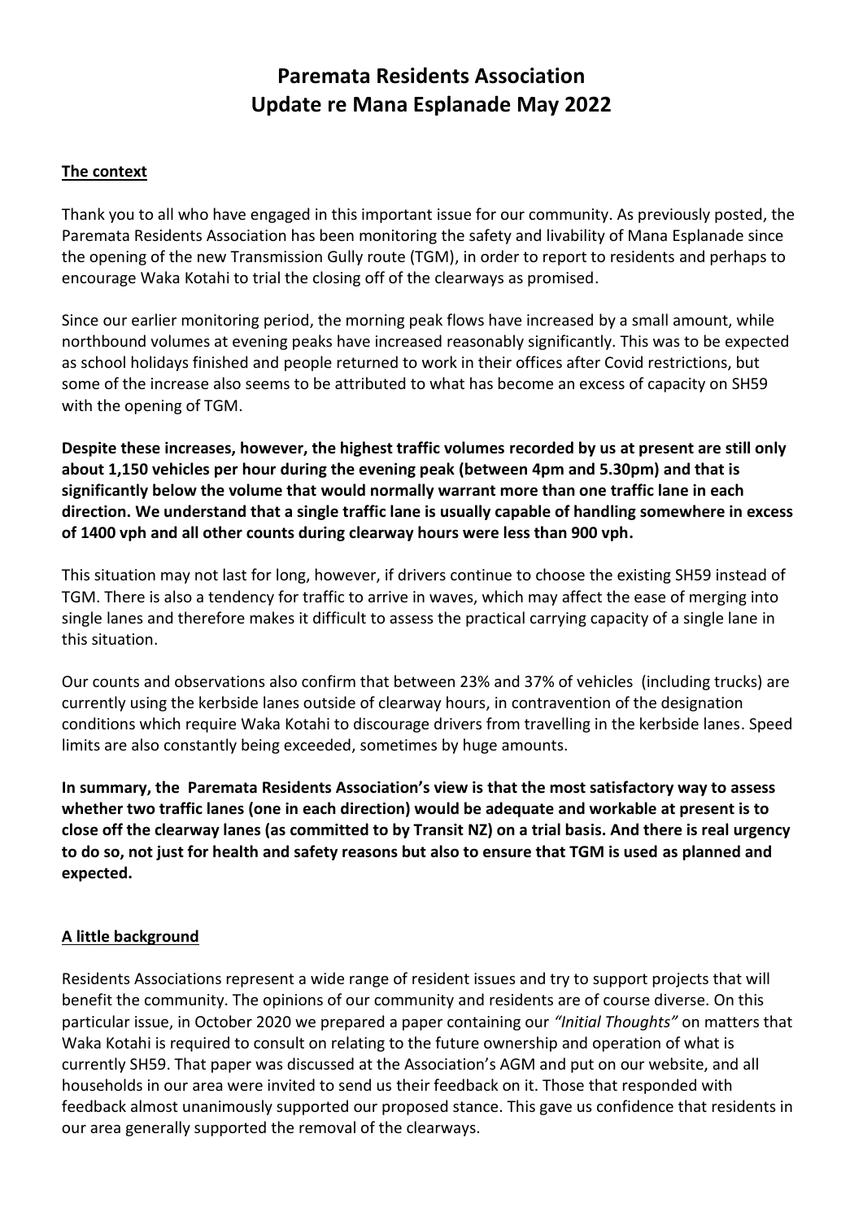# Paremata Residents Association
# Update re Mana Esplanade May 2022

## The context

Thank you to all who have engaged in this important issue for our community. As previously posted, the Paremata Residents Association has been monitoring the safety and livability of Mana Esplanade since the opening of the new Transmission Gully route (TGM), in order to report to residents and perhaps to encourage Waka Kotahi to trial the closing off of the clearways as promised.

Since our earlier monitoring period, the morning peak flows have increased by a small amount, while northbound volumes at evening peaks have increased reasonably significantly. This was to be expected as school holidays finished and people returned to work in their offices after Covid restrictions, but some of the increase also seems to be attributed to what has become an excess of capacity on SH59 with the opening of TGM.

**Despite these increases, however, the highest traffic volumes recorded by us at present are still only about 1,150 vehicles per hour during the evening peak (between 4pm and 5.30pm) and that is significantly below the volume that would normally warrant more than one traffic lane in each direction. We understand that a single traffic lane is usually capable of handling somewhere in excess of 1400 vph and all other counts during clearway hours were less than 900 vph.**

This situation may not last for long, however, if drivers continue to choose the existing SH59 instead of TGM. There is also a tendency for traffic to arrive in waves, which may affect the ease of merging into single lanes and therefore makes it difficult to assess the practical carrying capacity of a single lane in this situation.

Our counts and observations also confirm that between 23% and 37% of vehicles (including trucks) are currently using the kerbside lanes outside of clearway hours, in contravention of the designation conditions which require Waka Kotahi to discourage drivers from travelling in the kerbside lanes. Speed limits are also constantly being exceeded, sometimes by huge amounts.

**In summary, the Paremata Residents Association's view is that the most satisfactory way to assess whether two traffic lanes (one in each direction) would be adequate and workable at present is to close off the clearway lanes (as committed to by Transit NZ) on a trial basis. And there is real urgency to do so, not just for health and safety reasons but also to ensure that TGM is used as planned and expected.**

## A little background

Residents Associations represent a wide range of resident issues and try to support projects that will benefit the community. The opinions of our community and residents are of course diverse. On this particular issue, in October 2020 we prepared a paper containing our *"Initial Thoughts"* on matters that Waka Kotahi is required to consult on relating to the future ownership and operation of what is currently SH59. That paper was discussed at the Association's AGM and put on our website, and all households in our area were invited to send us their feedback on it. Those that responded with feedback almost unanimously supported our proposed stance. This gave us confidence that residents in our area generally supported the removal of the clearways.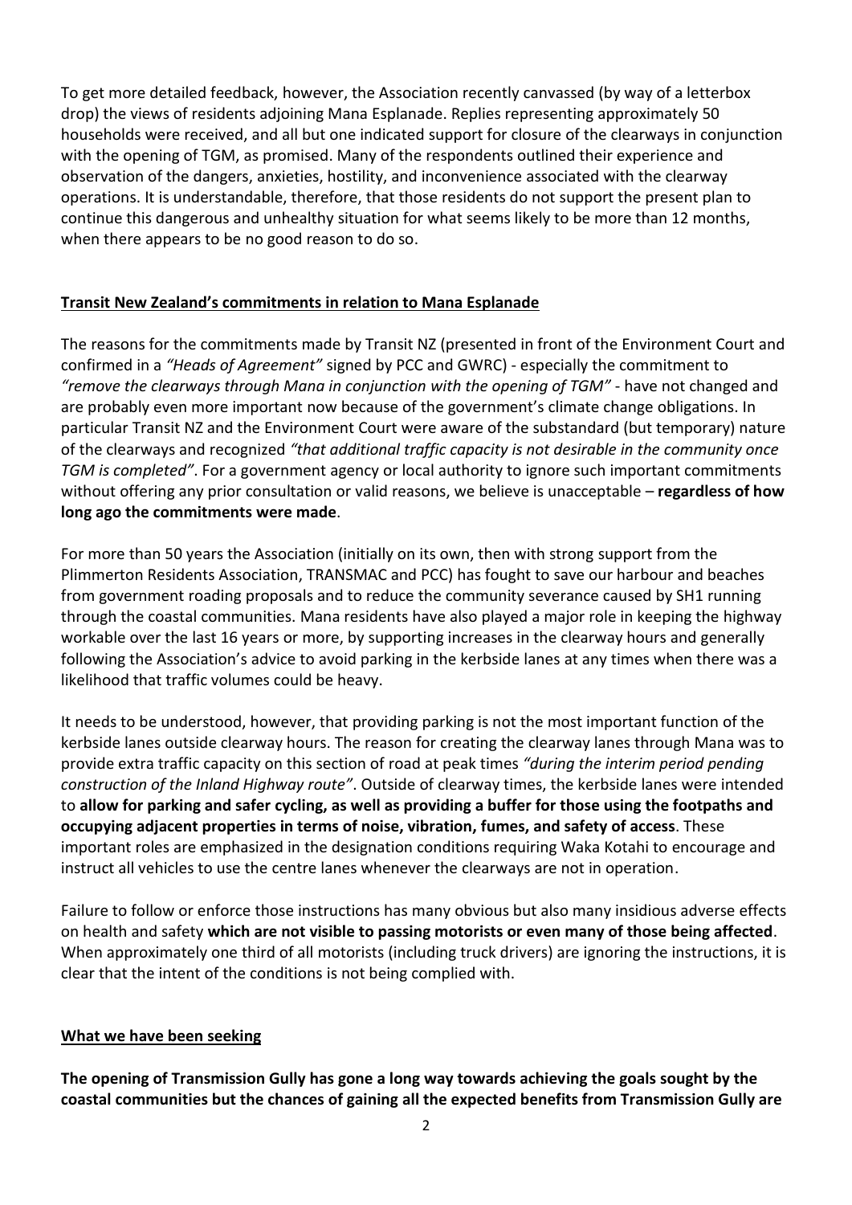To get more detailed feedback, however, the Association recently canvassed (by way of a letterbox drop) the views of residents adjoining Mana Esplanade. Replies representing approximately 50 households were received, and all but one indicated support for closure of the clearways in conjunction with the opening of TGM, as promised. Many of the respondents outlined their experience and observation of the dangers, anxieties, hostility, and inconvenience associated with the clearway operations. It is understandable, therefore, that those residents do not support the present plan to continue this dangerous and unhealthy situation for what seems likely to be more than 12 months, when there appears to be no good reason to do so.

## Transit New Zealand's commitments in relation to Mana Esplanade

The reasons for the commitments made by Transit NZ (presented in front of the Environment Court and confirmed in a *"Heads of Agreement"* signed by PCC and GWRC) - especially the commitment to *"remove the clearways through Mana in conjunction with the opening of TGM"* - have not changed and are probably even more important now because of the government's climate change obligations. In particular Transit NZ and the Environment Court were aware of the substandard (but temporary) nature of the clearways and recognized *"that additional traffic capacity is not desirable in the community once TGM is completed"*. For a government agency or local authority to ignore such important commitments without offering any prior consultation or valid reasons, we believe is unacceptable – **regardless of how long ago the commitments were made**.

For more than 50 years the Association (initially on its own, then with strong support from the Plimmerton Residents Association, TRANSMAC and PCC) has fought to save our harbour and beaches from government roading proposals and to reduce the community severance caused by SH1 running through the coastal communities. Mana residents have also played a major role in keeping the highway workable over the last 16 years or more, by supporting increases in the clearway hours and generally following the Association's advice to avoid parking in the kerbside lanes at any times when there was a likelihood that traffic volumes could be heavy.

It needs to be understood, however, that providing parking is not the most important function of the kerbside lanes outside clearway hours. The reason for creating the clearway lanes through Mana was to provide extra traffic capacity on this section of road at peak times *"during the interim period pending construction of the Inland Highway route"*. Outside of clearway times, the kerbside lanes were intended to **allow for parking and safer cycling, as well as providing a buffer for those using the footpaths and occupying adjacent properties in terms of noise, vibration, fumes, and safety of access**. These important roles are emphasized in the designation conditions requiring Waka Kotahi to encourage and instruct all vehicles to use the centre lanes whenever the clearways are not in operation.

Failure to follow or enforce those instructions has many obvious but also many insidious adverse effects on health and safety **which are not visible to passing motorists or even many of those being affected**. When approximately one third of all motorists (including truck drivers) are ignoring the instructions, it is clear that the intent of the conditions is not being complied with.

## What we have been seeking

**The opening of Transmission Gully has gone a long way towards achieving the goals sought by the coastal communities but the chances of gaining all the expected benefits from Transmission Gully are**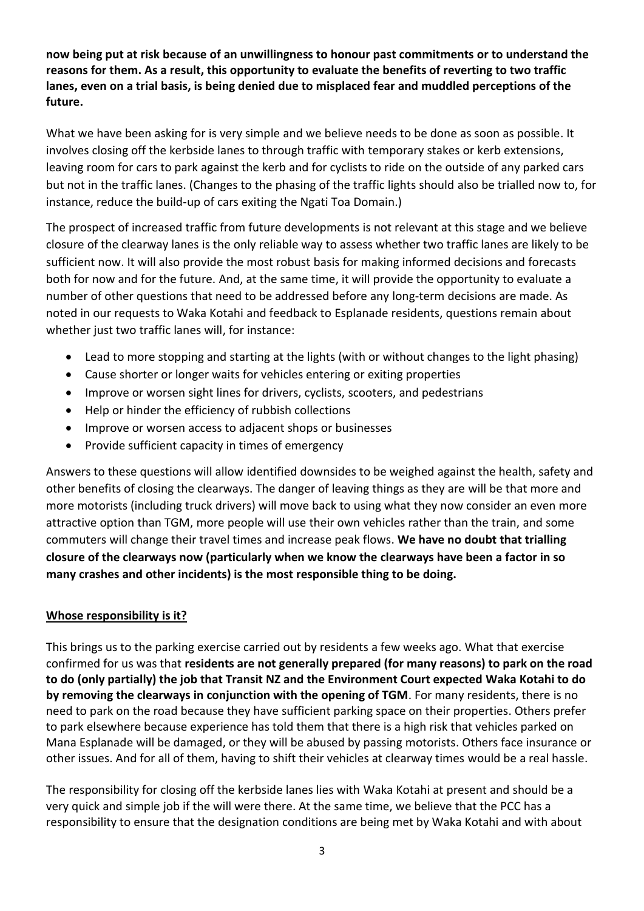**now being put at risk because of an unwillingness to honour past commitments or to understand the reasons for them. As a result, this opportunity to evaluate the benefits of reverting to two traffic lanes, even on a trial basis, is being denied due to misplaced fear and muddled perceptions of the future.**

What we have been asking for is very simple and we believe needs to be done as soon as possible. It involves closing off the kerbside lanes to through traffic with temporary stakes or kerb extensions, leaving room for cars to park against the kerb and for cyclists to ride on the outside of any parked cars but not in the traffic lanes. (Changes to the phasing of the traffic lights should also be trialled now to, for instance, reduce the build-up of cars exiting the Ngati Toa Domain.)

The prospect of increased traffic from future developments is not relevant at this stage and we believe closure of the clearway lanes is the only reliable way to assess whether two traffic lanes are likely to be sufficient now. It will also provide the most robust basis for making informed decisions and forecasts both for now and for the future. And, at the same time, it will provide the opportunity to evaluate a number of other questions that need to be addressed before any long-term decisions are made. As noted in our requests to Waka Kotahi and feedback to Esplanade residents, questions remain about whether just two traffic lanes will, for instance:

- Lead to more stopping and starting at the lights (with or without changes to the light phasing)
- Cause shorter or longer waits for vehicles entering or exiting properties
- Improve or worsen sight lines for drivers, cyclists, scooters, and pedestrians
- Help or hinder the efficiency of rubbish collections
- Improve or worsen access to adjacent shops or businesses
- Provide sufficient capacity in times of emergency

Answers to these questions will allow identified downsides to be weighed against the health, safety and other benefits of closing the clearways. The danger of leaving things as they are will be that more and more motorists (including truck drivers) will move back to using what they now consider an even more attractive option than TGM, more people will use their own vehicles rather than the train, and some commuters will change their travel times and increase peak flows. **We have no doubt that trialling closure of the clearways now (particularly when we know the clearways have been a factor in so many crashes and other incidents) is the most responsible thing to be doing.**

## Whose responsibility is it?

This brings us to the parking exercise carried out by residents a few weeks ago. What that exercise confirmed for us was that **residents are not generally prepared (for many reasons) to park on the road to do (only partially) the job that Transit NZ and the Environment Court expected Waka Kotahi to do by removing the clearways in conjunction with the opening of TGM**. For many residents, there is no need to park on the road because they have sufficient parking space on their properties. Others prefer to park elsewhere because experience has told them that there is a high risk that vehicles parked on Mana Esplanade will be damaged, or they will be abused by passing motorists. Others face insurance or other issues. And for all of them, having to shift their vehicles at clearway times would be a real hassle.

The responsibility for closing off the kerbside lanes lies with Waka Kotahi at present and should be a very quick and simple job if the will were there. At the same time, we believe that the PCC has a responsibility to ensure that the designation conditions are being met by Waka Kotahi and with about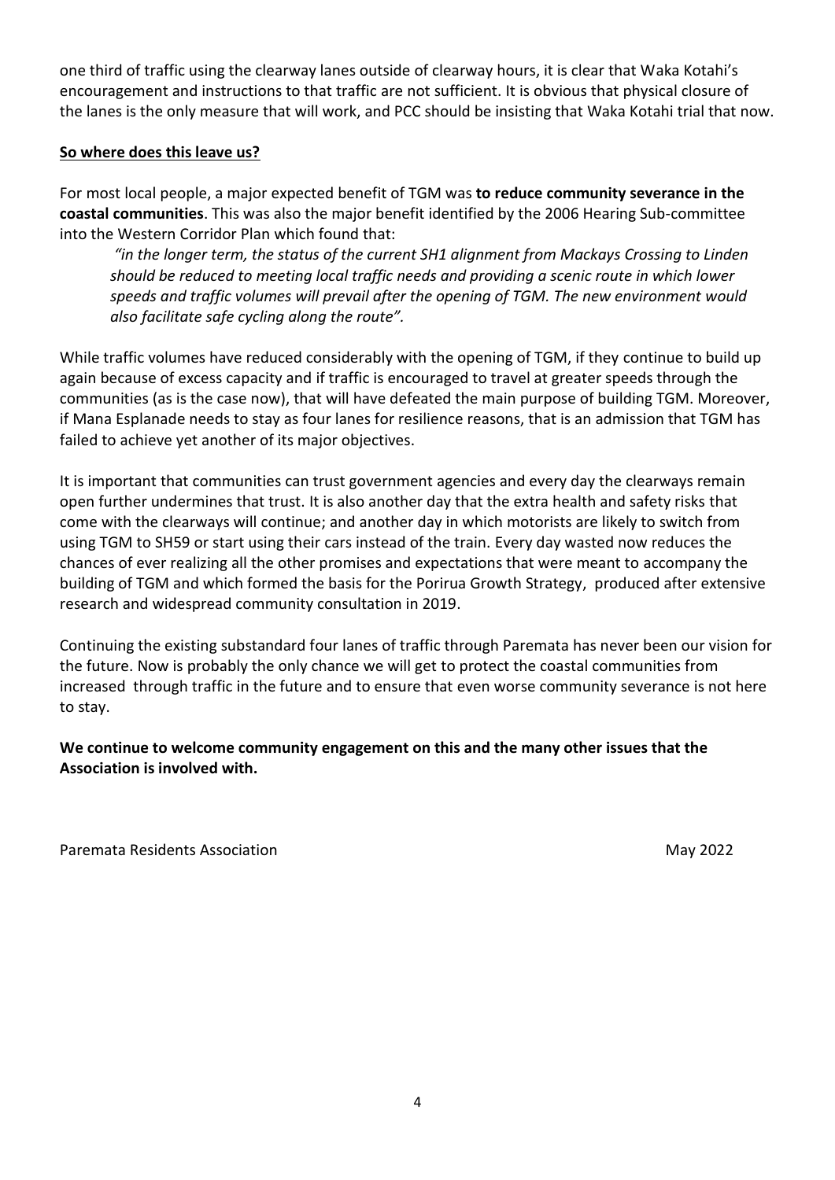one third of traffic using the clearway lanes outside of clearway hours, it is clear that Waka Kotahi's encouragement and instructions to that traffic are not sufficient. It is obvious that physical closure of the lanes is the only measure that will work, and PCC should be insisting that Waka Kotahi trial that now.

**So where does this leave us?**

For most local people, a major expected benefit of TGM was **to reduce community severance in the coastal communities**. This was also the major benefit identified by the 2006 Hearing Sub-committee into the Western Corridor Plan which found that:

> *"in the longer term, the status of the current SH1 alignment from Mackays Crossing to Linden should be reduced to meeting local traffic needs and providing a scenic route in which lower speeds and traffic volumes will prevail after the opening of TGM. The new environment would also facilitate safe cycling along the route".*

While traffic volumes have reduced considerably with the opening of TGM, if they continue to build up again because of excess capacity and if traffic is encouraged to travel at greater speeds through the communities (as is the case now), that will have defeated the main purpose of building TGM. Moreover, if Mana Esplanade needs to stay as four lanes for resilience reasons, that is an admission that TGM has failed to achieve yet another of its major objectives.

It is important that communities can trust government agencies and every day the clearways remain open further undermines that trust. It is also another day that the extra health and safety risks that come with the clearways will continue; and another day in which motorists are likely to switch from using TGM to SH59 or start using their cars instead of the train. Every day wasted now reduces the chances of ever realizing all the other promises and expectations that were meant to accompany the building of TGM and which formed the basis for the Porirua Growth Strategy, produced after extensive research and widespread community consultation in 2019.

Continuing the existing substandard four lanes of traffic through Paremata has never been our vision for the future. Now is probably the only chance we will get to protect the coastal communities from increased through traffic in the future and to ensure that even worse community severance is not here to stay.

**We continue to welcome community engagement on this and the many other issues that the Association is involved with.**

Paremata Residents Association May 2022